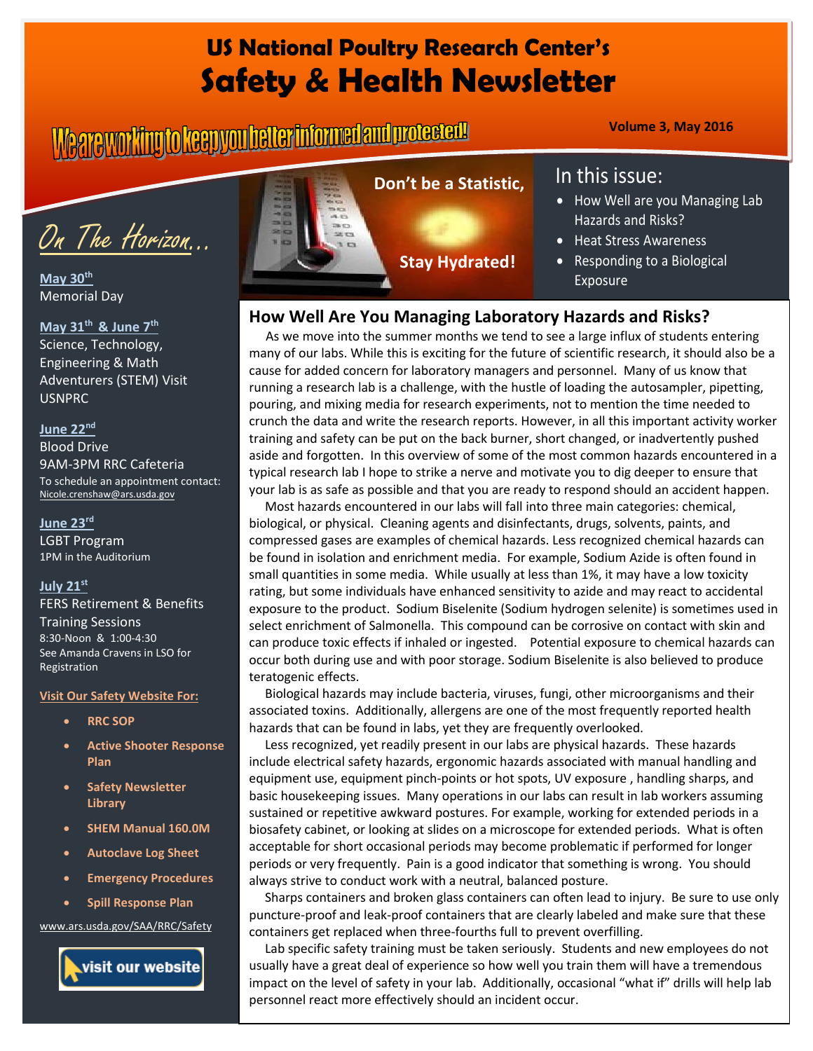# US National Poultry Research Center's
# Safety & Health Newsletter

We are working to keep you better informed and protected!

Volume 3, May 2016

Don't be a Statistic,

Stay Hydrated!

## In this issue:

- How Well are you Managing Lab Hazards and Risks?
- Heat Stress Awareness
- Responding to a Biological Exposure

## On The Horizon...

**May 30th**
Memorial Day

**May 31st & June 7th**
Science, Technology, Engineering & Math Adventurers (STEM) Visit USNPRC

**June 22nd**
Blood Drive
9AM-3PM RRC Cafeteria
To schedule an appointment contact: Nicole.crenshaw@ars.usda.gov

**June 23rd**
LGBT Program
1PM in the Auditorium

**July 21st**
FERS Retirement & Benefits Training Sessions
8:30-Noon & 1:00-4:30
See Amanda Cravens in LSO for Registration

**Visit Our Safety Website For:**

- RRC SOP
- Active Shooter Response Plan
- Safety Newsletter Library
- SHEM Manual 160.0M
- Autoclave Log Sheet
- Emergency Procedures
- Spill Response Plan

www.ars.usda.gov/SAA/RRC/Safety

visit our website

## How Well Are You Managing Laboratory Hazards and Risks?

As we move into the summer months we tend to see a large influx of students entering many of our labs. While this is exciting for the future of scientific research, it should also be a cause for added concern for laboratory managers and personnel. Many of us know that running a research lab is a challenge, with the hustle of loading the autosampler, pipetting, pouring, and mixing media for research experiments, not to mention the time needed to crunch the data and write the research reports. However, in all this important activity worker training and safety can be put on the back burner, short changed, or inadvertently pushed aside and forgotten. In this overview of some of the most common hazards encountered in a typical research lab I hope to strike a nerve and motivate you to dig deeper to ensure that your lab is as safe as possible and that you are ready to respond should an accident happen.

Most hazards encountered in our labs will fall into three main categories: chemical, biological, or physical. Cleaning agents and disinfectants, drugs, solvents, paints, and compressed gases are examples of chemical hazards. Less recognized chemical hazards can be found in isolation and enrichment media. For example, Sodium Azide is often found in small quantities in some media. While usually at less than 1%, it may have a low toxicity rating, but some individuals have enhanced sensitivity to azide and may react to accidental exposure to the product. Sodium Biselenite (Sodium hydrogen selenite) is sometimes used in select enrichment of Salmonella. This compound can be corrosive on contact with skin and can produce toxic effects if inhaled or ingested. Potential exposure to chemical hazards can occur both during use and with poor storage. Sodium Biselenite is also believed to produce teratogenic effects.

Biological hazards may include bacteria, viruses, fungi, other microorganisms and their associated toxins. Additionally, allergens are one of the most frequently reported health hazards that can be found in labs, yet they are frequently overlooked.

Less recognized, yet readily present in our labs are physical hazards. These hazards include electrical safety hazards, ergonomic hazards associated with manual handling and equipment use, equipment pinch-points or hot spots, UV exposure , handling sharps, and basic housekeeping issues. Many operations in our labs can result in lab workers assuming sustained or repetitive awkward postures. For example, working for extended periods in a biosafety cabinet, or looking at slides on a microscope for extended periods. What is often acceptable for short occasional periods may become problematic if performed for longer periods or very frequently. Pain is a good indicator that something is wrong. You should always strive to conduct work with a neutral, balanced posture.

Sharps containers and broken glass containers can often lead to injury. Be sure to use only puncture-proof and leak-proof containers that are clearly labeled and make sure that these containers get replaced when three-fourths full to prevent overfilling.

Lab specific safety training must be taken seriously. Students and new employees do not usually have a great deal of experience so how well you train them will have a tremendous impact on the level of safety in your lab. Additionally, occasional "what if" drills will help lab personnel react more effectively should an incident occur.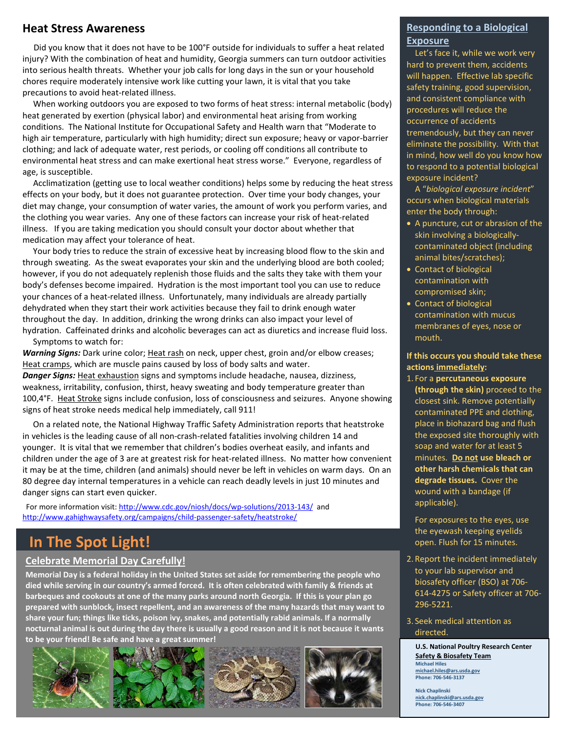## Heat Stress Awareness

Did you know that it does not have to be 100°F outside for individuals to suffer a heat related injury? With the combination of heat and humidity, Georgia summers can turn outdoor activities into serious health threats. Whether your job calls for long days in the sun or your household chores require moderately intensive work like cutting your lawn, it is vital that you take precautions to avoid heat-related illness.

When working outdoors you are exposed to two forms of heat stress: internal metabolic (body) heat generated by exertion (physical labor) and environmental heat arising from working conditions. The National Institute for Occupational Safety and Health warn that "Moderate to high air temperature, particularly with high humidity; direct sun exposure; heavy or vapor-barrier clothing; and lack of adequate water, rest periods, or cooling off conditions all contribute to environmental heat stress and can make exertional heat stress worse." Everyone, regardless of age, is susceptible.

Acclimatization (getting use to local weather conditions) helps some by reducing the heat stress effects on your body, but it does not guarantee protection. Over time your body changes, your diet may change, your consumption of water varies, the amount of work you perform varies, and the clothing you wear varies. Any one of these factors can increase your risk of heat-related illness. If you are taking medication you should consult your doctor about whether that medication may affect your tolerance of heat.

Your body tries to reduce the strain of excessive heat by increasing blood flow to the skin and through sweating. As the sweat evaporates your skin and the underlying blood are both cooled; however, if you do not adequately replenish those fluids and the salts they take with them your body's defenses become impaired. Hydration is the most important tool you can use to reduce your chances of a heat-related illness. Unfortunately, many individuals are already partially dehydrated when they start their work activities because they fail to drink enough water throughout the day. In addition, drinking the wrong drinks can also impact your level of hydration. Caffeinated drinks and alcoholic beverages can act as diuretics and increase fluid loss.

Symptoms to watch for:

***Warning Signs:*** Dark urine color; Heat rash on neck, upper chest, groin and/or elbow creases; Heat cramps, which are muscle pains caused by loss of body salts and water.

***Danger Signs:*** Heat exhaustion signs and symptoms include headache, nausea, dizziness, weakness, irritability, confusion, thirst, heavy sweating and body temperature greater than 100,4°F. Heat Stroke signs include confusion, loss of consciousness and seizures. Anyone showing signs of heat stroke needs medical help immediately, call 911!

On a related note, the National Highway Traffic Safety Administration reports that heatstroke in vehicles is the leading cause of all non-crash-related fatalities involving children 14 and younger. It is vital that we remember that children's bodies overheat easily, and infants and children under the age of 3 are at greatest risk for heat-related illness. No matter how convenient it may be at the time, children (and animals) should never be left in vehicles on warm days. On an 80 degree day internal temperatures in a vehicle can reach deadly levels in just 10 minutes and danger signs can start even quicker.

For more information visit: http://www.cdc.gov/niosh/docs/wp-solutions/2013-143/ and http://www.gahighwaysafety.org/campaigns/child-passenger-safety/heatstroke/

## In The Spot Light!

### Celebrate Memorial Day Carefully!

**Memorial Day is a federal holiday in the United States set aside for remembering the people who died while serving in our country's armed forced. It is often celebrated with family & friends at barbeques and cookouts at one of the many parks around north Georgia. If this is your plan go prepared with sunblock, insect repellent, and an awareness of the many hazards that may want to share your fun; things like ticks, poison ivy, snakes, and potentially rabid animals. If a normally nocturnal animal is out during the day there is usually a good reason and it is not because it wants to be your friend! Be safe and have a great summer!**

## Responding to a Biological Exposure

Let's face it, while we work very hard to prevent them, accidents will happen. Effective lab specific safety training, good supervision, and consistent compliance with procedures will reduce the occurrence of accidents tremendously, but they can never eliminate the possibility. With that in mind, how well do you know how to respond to a potential biological exposure incident?

A "*biological exposure incident*" occurs when biological materials enter the body through:

- A puncture, cut or abrasion of the skin involving a biologically-contaminated object (including animal bites/scratches);
- Contact of biological contamination with compromised skin;
- Contact of biological contamination with mucus membranes of eyes, nose or mouth.

**If this occurs you should take these actions immediately:**

1. For a **percutaneous exposure (through the skin)** proceed to the closest sink. Remove potentially contaminated PPE and clothing, place in biohazard bag and flush the exposed site thoroughly with soap and water for at least 5 minutes. **Do not use bleach or other harsh chemicals that can degrade tissues.** Cover the wound with a bandage (if applicable).

   For exposures to the eyes, use the eyewash keeping eyelids open. Flush for 15 minutes.

2. Report the incident immediately to your lab supervisor and biosafety officer (BSO) at 706-614-4275 or Safety officer at 706-296-5221.

3. Seek medical attention as directed.

**U.S. National Poultry Research Center**
**Safety & Biosafety Team**

**Michael Hiles**
**michael.hiles@ars.usda.gov**
**Phone: 706-546-3137**

**Nick Chaplinski**
**nick.chaplinski@ars.usda.gov**
**Phone: 706-546-3407**